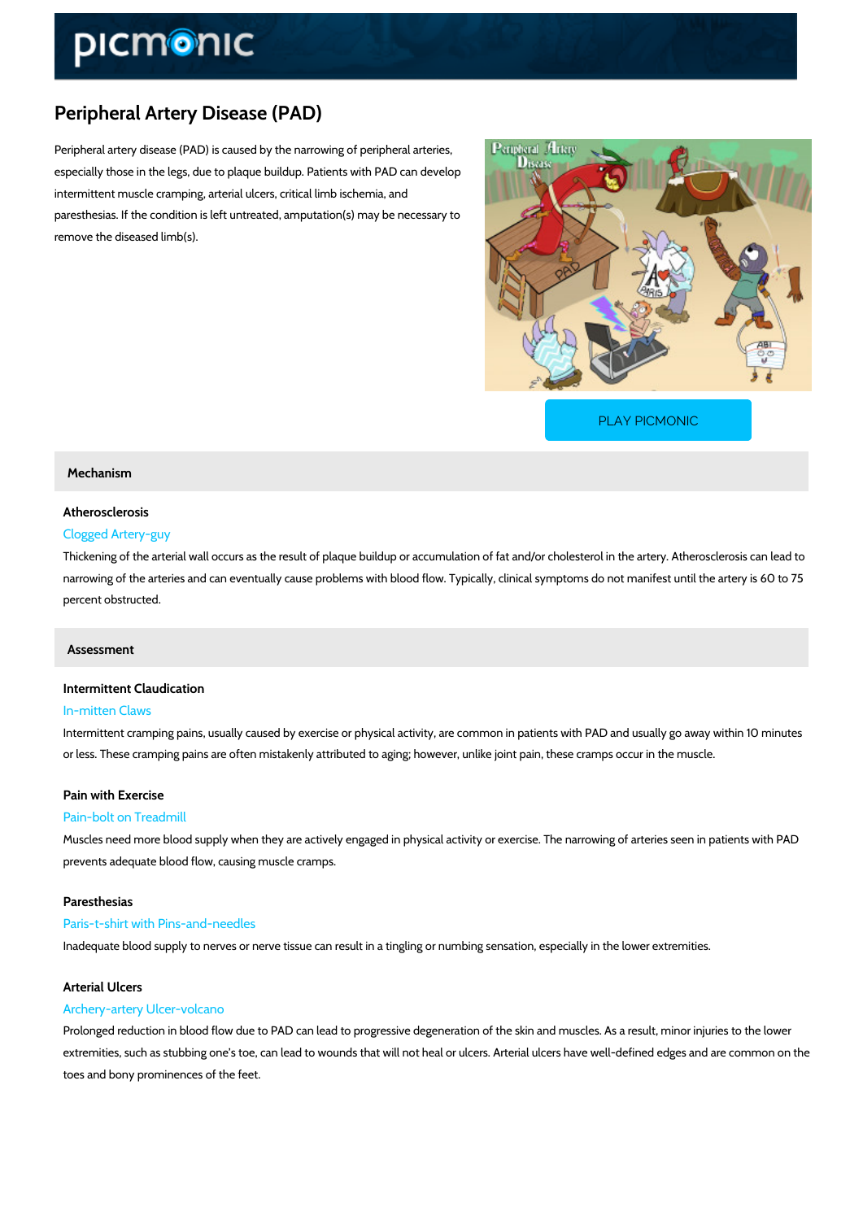# Peripheral Artery Disease (PAD)

Peripheral artery disease (PAD) is caused by the narrowing of peripheral arteries, especially those in the legs, due to plaque buildup. Patients with PAD can develop intermittent muscle cramping, arterial ulcers, critical limb ischemia, and paresthesias. If the condition is left untreated, amputation(s) may be necessary to remove the diseased limb(s).

PLAY PICMONIC

## Mechanism

### Atherosclerosis

Clogged Artery-guy

Thickening of the arterial wall occurs as the result of plaque buildup or accumulation of fat and/or cholesterol in the artery. Atherosclerosis can lead to narrowing of the arteries and can eventually cause problems with blood flow. Typically, clinical symptoms do not manifest until the artery is 60 to 75 percent obstructed.

## Assessment

### Intermittent Claudication

In-mitten Claws

Intermittent cramping pains, usually caused by exercise or physical activity, are common in patients with PAD and usually go away within 10 minutes or less. These cramping pains are often mistakenly attributed to aging; however, unlike joint pain, these cramps occur in the muscle.

### Pain with Exercise

Pain-bolt on Treadmill

Muscles need more blood supply when they are actively engaged in physical activity or exercise. The narrowing of arteries seen in patients with PAD prevents adequate blood flow, causing muscle cramps.

### Paresthesias

Paris-t-shirt with Pins-and-needles

Inadequate blood supply to nerves or nerve tissue can result in a tingling or numbing sensation, especially in the lower extremities.

### Arterial Ulcers

Archery-artery Ulcer-volcano

Prolonged reduction in blood flow due to PAD can lead to progressive degeneration of the skin and muscles. As a result, minor injuries to the lower extremities, such as stubbing one's toe, can lead to wounds that will not heal or ulcers. Arterial ulcers have well-defined edges and are common on the toes and bony prominences of the feet.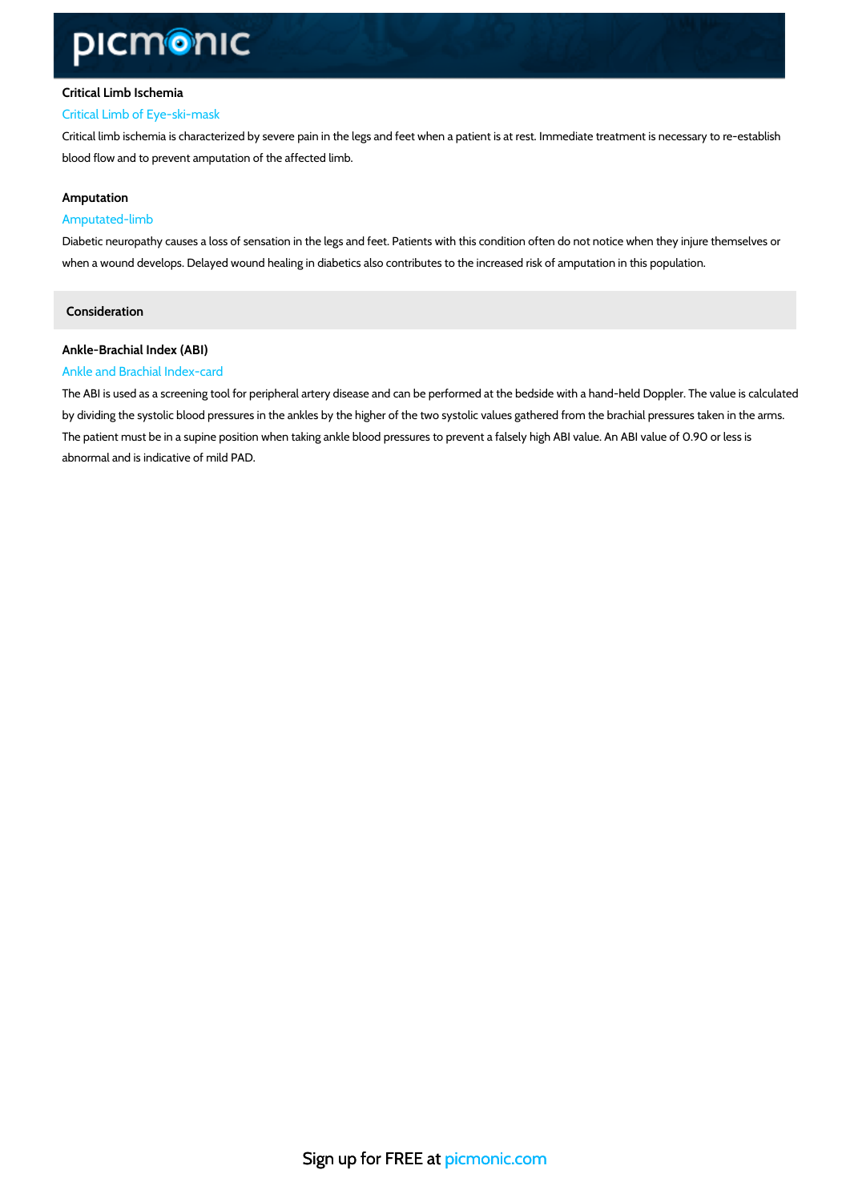### Critical Limb Ischemia

Critical Limb of Eye-ski-mask

Critical limb ischemia is characterized by severe pain in the legs and feet when a patient is at rest. Immediate treatment is necessary to re-establish blood flow and to prevent amputation of the affected limb.

### Amputation

Amputated-limb

Diabetic neuropathy causes a loss of sensation in the legs and feet. Patients with this condition often do not notice when they injure themselves or when a wound develops. Delayed wound healing in diabetics also contributes to the increased risk of amputation in this population.

## Consideration

### Ankle-Brachial Index (ABI)

Ankle and Brachial Index-card

The ABI is used as a screening tool for peripheral artery disease and can be performed at the bedside with a hand-held Doppler. The value is calculated by dividing the systolic blood pressures in the ankles by the higher of the two systolic values gathered from the brachial pressures taken in the arms. The patient must be in a supine position when taking ankle blood pressures to prevent a falsely high ABI value. An ABI value of 0.90 or less is abnormal and is indicative of mild PAD.